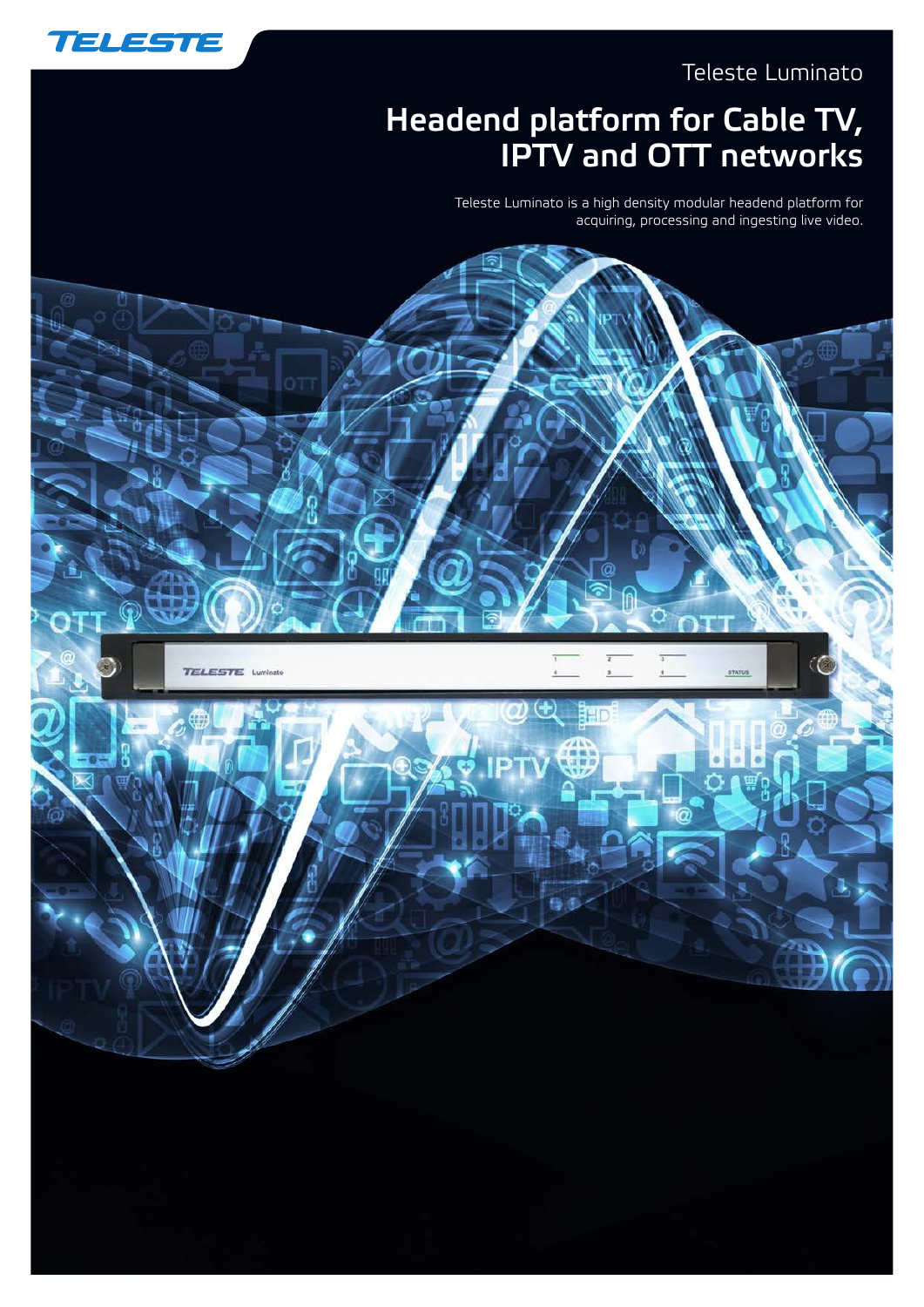Teleste Luminato

# Headend platform for Cable TV, IPTV and OTT networks

Teleste Luminato is a high density modular headend platform for acquiring, processing and ingesting live video.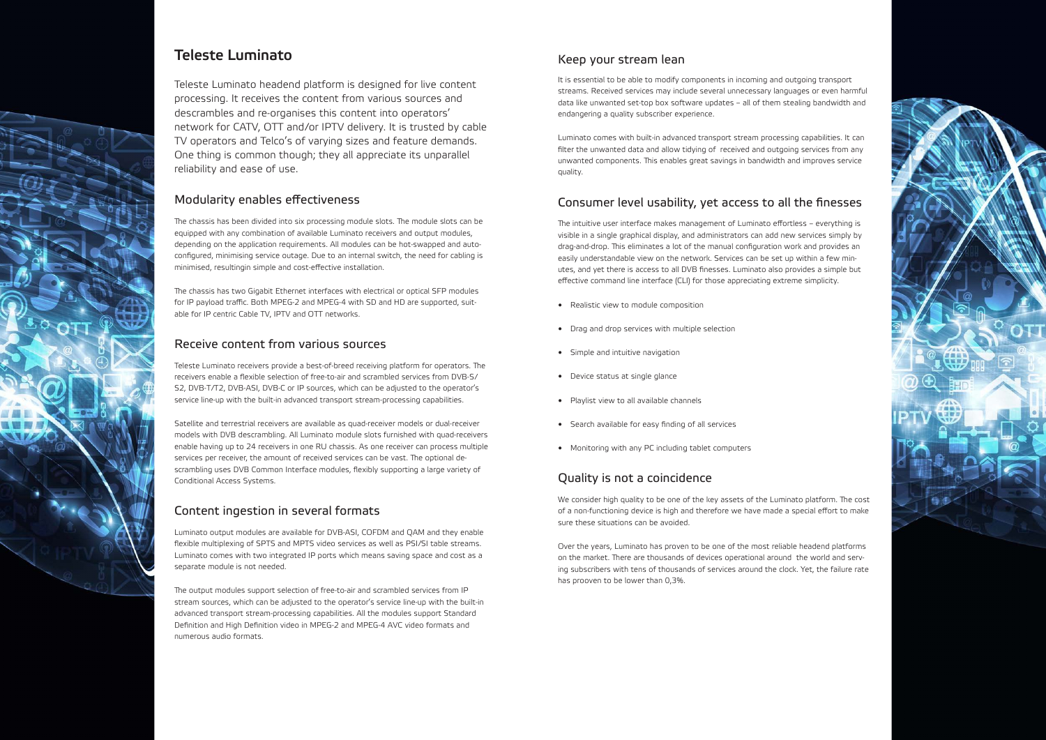# Teleste Luminato

Teleste Luminato headend platform is designed for live content processing. It receives the content from various sources and descrambles and re-organises this content into operators' network for CATV, OTT and/or IPTV delivery. It is trusted by cable TV operators and Telco's of varying sizes and feature demands. One thing is common though; they all appreciate its unparallel reliability and ease of use.

## Modularity enables effectiveness

The chassis has been divided into six processing module slots. The module slots can be equipped with any combination of available Luminato receivers and output modules, depending on the application requirements. All modules can be hot-swapped and auto-configured, minimising service outage. Due to an internal switch, the need for cabling is minimised, resultingin simple and cost-effective installation.

The chassis has two Gigabit Ethernet interfaces with electrical or optical SFP modules for IP payload traffic. Both MPEG-2 and MPEG-4 with SD and HD are supported, suitable for IP centric Cable TV, IPTV and OTT networks.

## Receive content from various sources

Teleste Luminato receivers provide a best-of-breed receiving platform for operators. The receivers enable a flexible selection of free-to-air and scrambled services from DVB-S/S2, DVB-T/T2, DVB-ASI, DVB-C or IP sources, which can be adjusted to the operator's service line-up with the built-in advanced transport stream-processing capabilities.

Satellite and terrestrial receivers are available as quad-receiver models or dual-receiver models with DVB descrambling. All Luminato module slots furnished with quad-receivers enable having up to 24 receivers in one RU chassis. As one receiver can process multiple services per receiver, the amount of received services can be vast. The optional descrambling uses DVB Common Interface modules, flexibly supporting a large variety of Conditional Access Systems.

## Content ingestion in several formats

Luminato output modules are available for DVB-ASI, COFDM and QAM and they enable flexible multiplexing of SPTS and MPTS video services as well as PSI/SI table streams. Luminato comes with two integrated IP ports which means saving space and cost as a separate module is not needed.

The output modules support selection of free-to-air and scrambled services from IP stream sources, which can be adjusted to the operator's service line-up with the built-in advanced transport stream-processing capabilities. All the modules support Standard Definition and High Definition video in MPEG-2 and MPEG-4 AVC video formats and numerous audio formats.

## Keep your stream lean

It is essential to be able to modify components in incoming and outgoing transport streams. Received services may include several unnecessary languages or even harmful data like unwanted set-top box software updates – all of them stealing bandwidth and endangering a quality subscriber experience.

Luminato comes with built-in advanced transport stream processing capabilities. It can filter the unwanted data and allow tidying of received and outgoing services from any unwanted components. This enables great savings in bandwidth and improves service quality.

## Consumer level usability, yet access to all the finesses

The intuitive user interface makes management of Luminato effortless – everything is visible in a single graphical display, and administrators can add new services simply by drag-and-drop. This eliminates a lot of the manual configuration work and provides an easily understandable view on the network. Services can be set up within a few minutes, and yet there is access to all DVB finesses. Luminato also provides a simple but effective command line interface (CLI) for those appreciating extreme simplicity.

- Realistic view to module composition
- Drag and drop services with multiple selection
- Simple and intuitive navigation
- Device status at single glance
- Playlist view to all available channels
- Search available for easy finding of all services
- Monitoring with any PC including tablet computers

## Quality is not a coincidence

We consider high quality to be one of the key assets of the Luminato platform. The cost of a non-functioning device is high and therefore we have made a special effort to make sure these situations can be avoided.

Over the years, Luminato has proven to be one of the most reliable headend platforms on the market. There are thousands of devices operational around the world and serving subscribers with tens of thousands of services around the clock. Yet, the failure rate has prooven to be lower than 0,3%.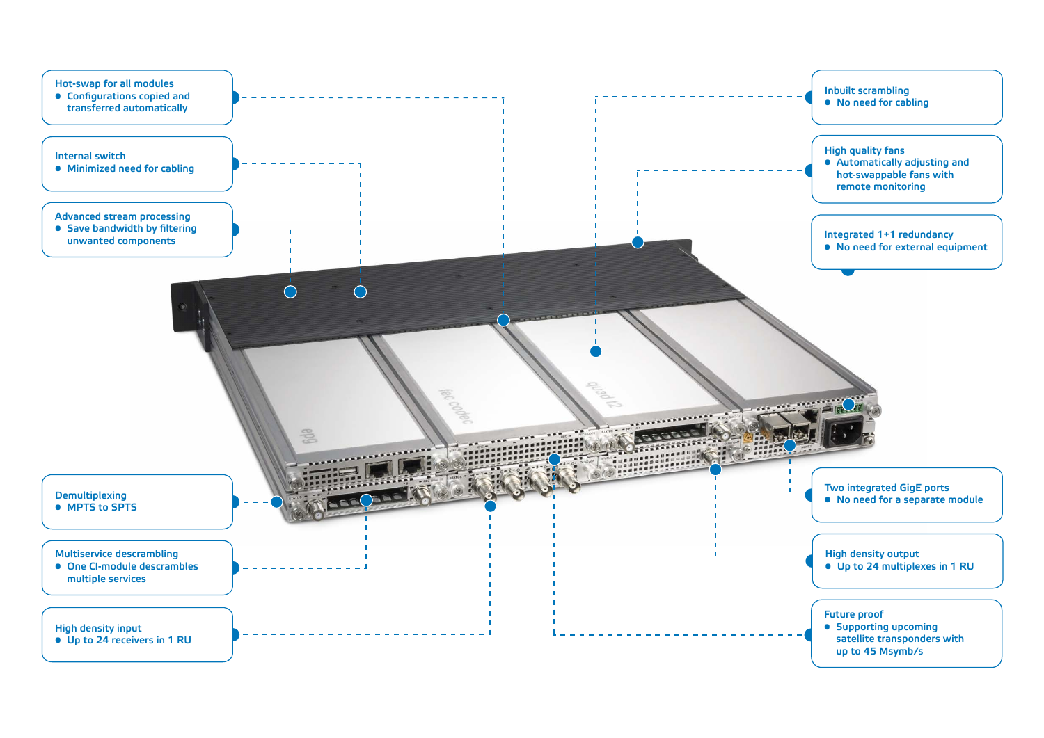**Hot-swap for all modules**
- Configurations copied and transferred automatically

**Internal switch**
- Minimized need for cabling

**Advanced stream processing**
- Save bandwidth by filtering unwanted components

**Demultiplexing**
- MPTS to SPTS

**Multiservice descrambling**
- One CI-module descrambles multiple services

**High density input**
- Up to 24 receivers in 1 RU

**Inbuilt scrambling**
- No need for cabling

**High quality fans**
- Automatically adjusting and hot-swappable fans with remote monitoring

**Integrated 1+1 redundancy**
- No need for external equipment

**Two integrated GigE ports**
- No need for a separate module

**High density output**
- Up to 24 multiplexes in 1 RU

**Future proof**
- Supporting upcoming satellite transponders with up to 45 Msymb/s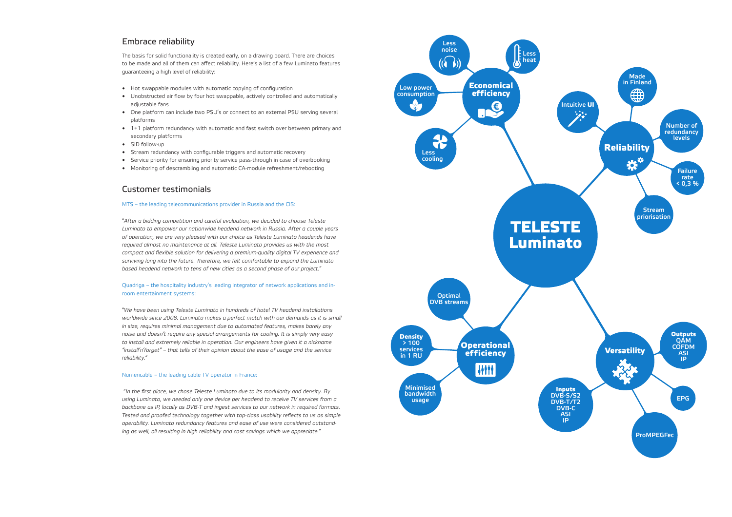## Embrace reliability

The basis for solid functionality is created early, on a drawing board. There are choices to be made and all of them can affect reliability. Here's a list of a few Luminato features guaranteeing a high level of reliability:

- Hot swappable modules with automatic copying of configuration
- Unobstructed air flow by four hot swappable, actively controlled and automatically adjustable fans
- One platform can include two PSU's or connect to an external PSU serving several platforms
- 1+1 platform redundancy with automatic and fast switch over between primary and secondary platforms
- SID follow-up
- Stream redundancy with configurable triggers and automatic recovery
- Service priority for ensuring priority service pass-through in case of overbooking
- Monitoring of descrambling and automatic CA-module refreshment/rebooting

## Customer testimonials

MTS – the leading telecommunications provider in Russia and the CIS:

*"After a bidding competition and careful evaluation, we decided to choose Teleste Luminato to empower our nationwide headend network in Russia. After a couple years of operation, we are very pleased with our choice as Teleste Luminato headends have required almost no maintenance at all. Teleste Luminato provides us with the most compact and flexible solution for delivering a premium-quality digital TV experience and surviving long into the future. Therefore, we felt comfortable to expand the Luminato based headend network to tens of new cities as a second phase of our project."*

Quadriga – the hospitality industry's leading integrator of network applications and in-room entertainment systems:

*"We have been using Teleste Luminato in hundreds of hotel TV headend installations worldwide since 2008. Luminato makes a perfect match with our demands as it is small in size, requires minimal management due to automated features, makes barely any noise and doesn't require any special arrangements for cooling. It is simply very easy to install and extremely reliable in operation. Our engineers have given it a nickname "install'n'forget" – that tells of their opinion about the ease of usage and the service reliability."*

Numericable – the leading cable TV operator in France:

*"In the first place, we chose Teleste Luminato due to its modularity and density. By using Luminato, we needed only one device per headend to receive TV services from a backbone as IP, locally as DVB-T and ingest services to our network in required formats. Tested and proofed technology together with top-class usability reflects to us as simple operability. Luminato redundancy features and ease of use were considered outstanding as well, all resulting in high reliability and cost savings which we appreciate."*

**TELESTE Luminato**

- **Economical efficiency**
  - Less noise
  - Less heat
  - Low power consumption
  - Less cooling
- **Reliability**
  - Made in Finland
  - Intuitive UI
  - Number of redundancy levels
  - Failure rate < 0,3 %
  - Stream priorisation
- **Operational efficiency**
  - Optimal DVB streams
  - Density > 100 services in 1 RU
  - Minimised bandwidth usage
- **Versatility**
  - Outputs: QAM, COFDM, ASI, IP
  - Inputs: DVB-S/S2, DVB-T/T2, DVB-C, ASI, IP
  - EPG
  - ProMPEGFec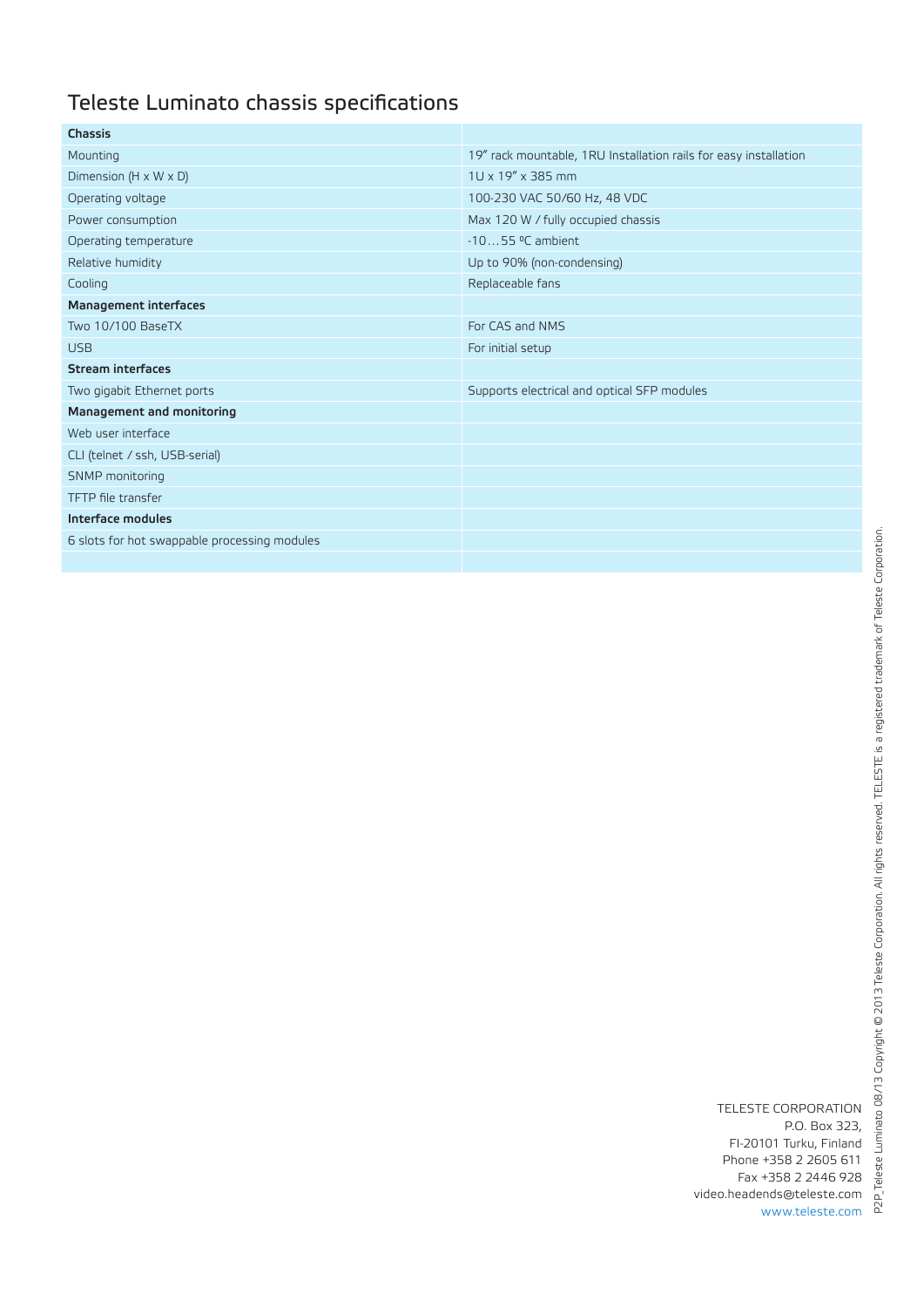# Teleste Luminato chassis specifications

| **Chassis** | |
|---|---|
| Mounting | 19" rack mountable, 1RU Installation rails for easy installation |
| Dimension (H x W x D) | 1U x 19" x 385 mm |
| Operating voltage | 100-230 VAC 50/60 Hz, 48 VDC |
| Power consumption | Max 120 W / fully occupied chassis |
| Operating temperature | -10…55 ºC ambient |
| Relative humidity | Up to 90% (non-condensing) |
| Cooling | Replaceable fans |
| **Management interfaces** | |
| Two 10/100 BaseTX | For CAS and NMS |
| USB | For initial setup |
| **Stream interfaces** | |
| Two gigabit Ethernet ports | Supports electrical and optical SFP modules |
| **Management and monitoring** | |
| Web user interface | |
| CLI (telnet / ssh, USB-serial) | |
| SNMP monitoring | |
| TFTP file transfer | |
| **Interface modules** | |
| 6 slots for hot swappable processing modules | |

TELESTE CORPORATION
P.O. Box 323,
FI-20101 Turku, Finland
Phone +358 2 2605 611
Fax +358 2 2446 928
video.headends@teleste.com
www.teleste.com

P2P_Teleste Luminato 08/13 Copyright © 2013 Teleste Corporation. All rights reserved. TELESTE is a registered trademark of Teleste Corporation.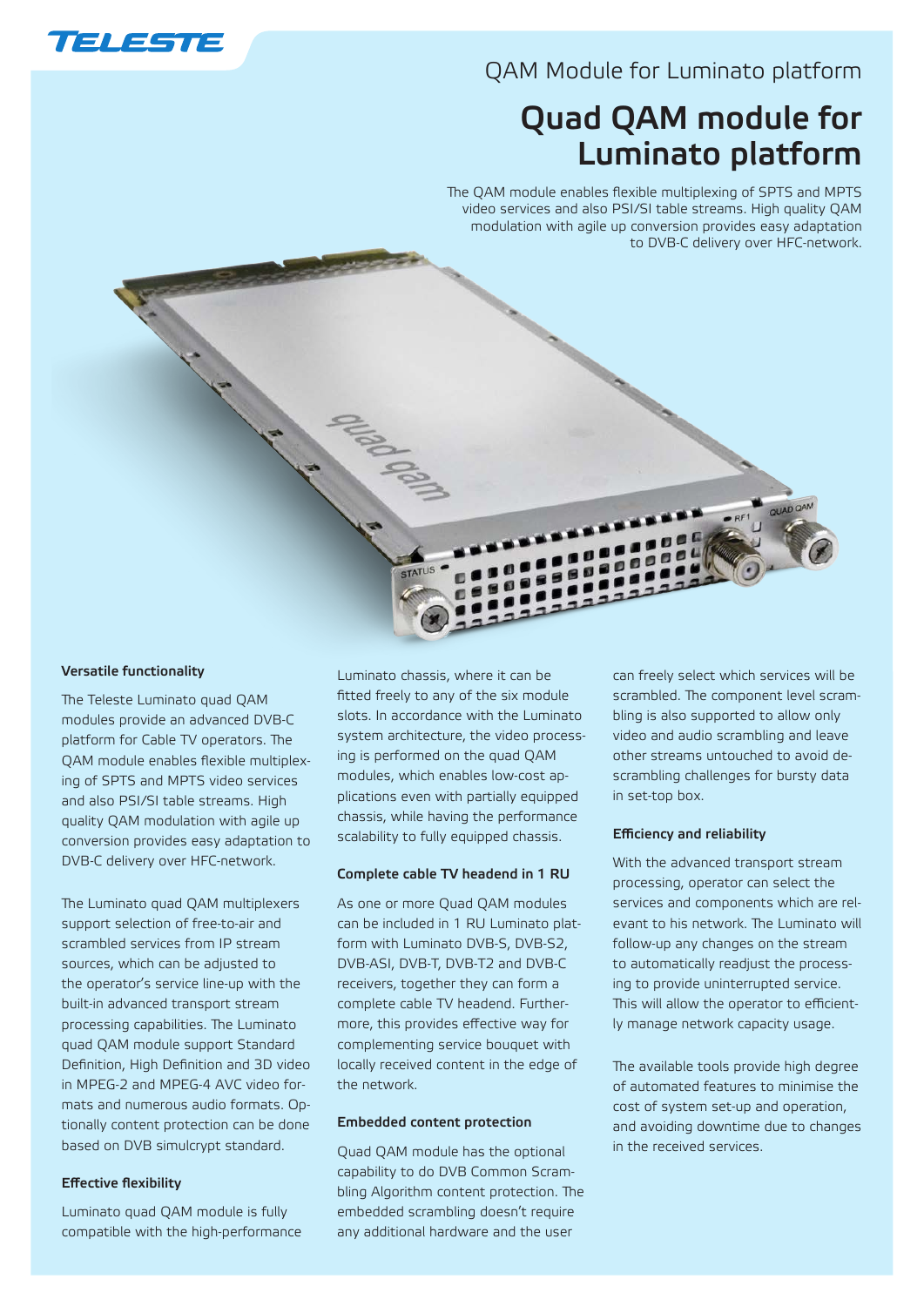# QAM Module for Luminato platform

## Quad QAM module for Luminato platform

The QAM module enables flexible multiplexing of SPTS and MPTS video services and also PSI/SI table streams. High quality QAM modulation with agile up conversion provides easy adaptation to DVB-C delivery over HFC-network.

### Versatile functionality

The Teleste Luminato quad QAM modules provide an advanced DVB-C platform for Cable TV operators. The QAM module enables flexible multiplexing of SPTS and MPTS video services and also PSI/SI table streams. High quality QAM modulation with agile up conversion provides easy adaptation to DVB-C delivery over HFC-network.

The Luminato quad QAM multiplexers support selection of free-to-air and scrambled services from IP stream sources, which can be adjusted to the operator's service line-up with the built-in advanced transport stream processing capabilities. The Luminato quad QAM module support Standard Definition, High Definition and 3D video in MPEG-2 and MPEG-4 AVC video formats and numerous audio formats. Optionally content protection can be done based on DVB simulcrypt standard.

### Effective flexibility

Luminato quad QAM module is fully compatible with the high-performance Luminato chassis, where it can be fitted freely to any of the six module slots. In accordance with the Luminato system architecture, the video processing is performed on the quad QAM modules, which enables low-cost applications even with partially equipped chassis, while having the performance scalability to fully equipped chassis.

### Complete cable TV headend in 1 RU

As one or more Quad QAM modules can be included in 1 RU Luminato platform with Luminato DVB-S, DVB-S2, DVB-ASI, DVB-T, DVB-T2 and DVB-C receivers, together they can form a complete cable TV headend. Furthermore, this provides effective way for complementing service bouquet with locally received content in the edge of the network.

### Embedded content protection

Quad QAM module has the optional capability to do DVB Common Scrambling Algorithm content protection. The embedded scrambling doesn't require any additional hardware and the user can freely select which services will be scrambled. The component level scrambling is also supported to allow only video and audio scrambling and leave other streams untouched to avoid descrambling challenges for bursty data in set-top box.

### Efficiency and reliability

With the advanced transport stream processing, operator can select the services and components which are relevant to his network. The Luminato will follow-up any changes on the stream to automatically readjust the processing to provide uninterrupted service. This will allow the operator to efficiently manage network capacity usage.

The available tools provide high degree of automated features to minimise the cost of system set-up and operation, and avoiding downtime due to changes in the received services.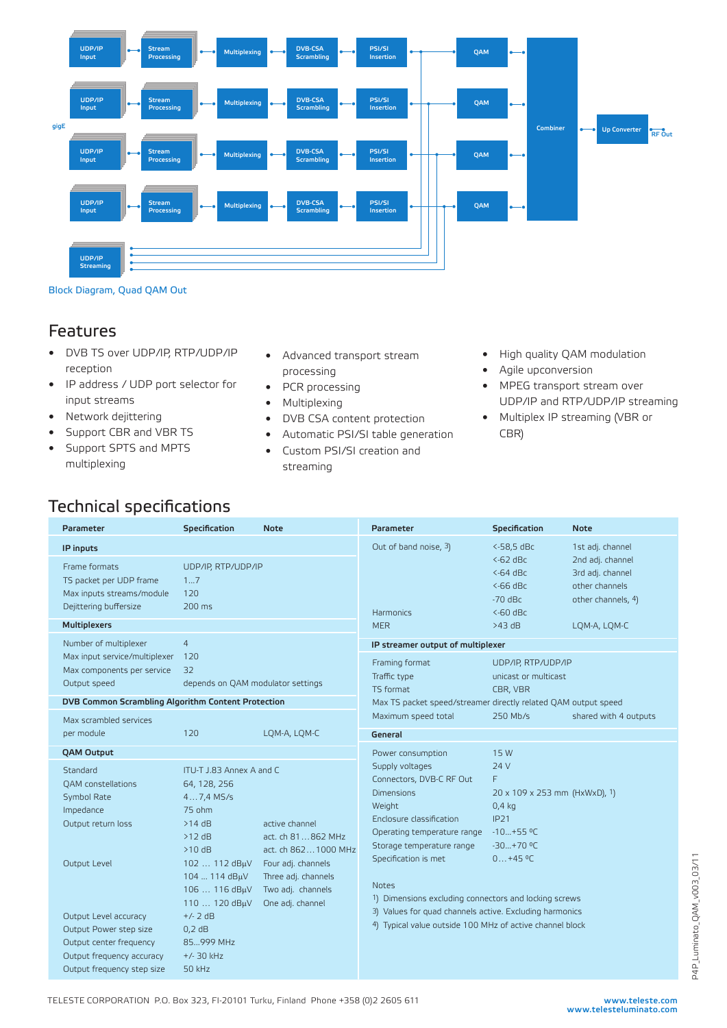UDP/IP Input
Stream Processing
Multiplexing
DVB-CSA Scrambling
PSI/SI Insertion
QAM
Combiner
Up Converter
RF Out
gigE
UDP/IP Streaming

Block Diagram, Quad QAM Out

## Features

- DVB TS over UDP/IP, RTP/UDP/IP reception
- IP address / UDP port selector for input streams
- Network dejittering
- Support CBR and VBR TS
- Support SPTS and MPTS multiplexing
- Advanced transport stream processing
- PCR processing
- Multiplexing
- DVB CSA content protection
- Automatic PSI/SI table generation
- Custom PSI/SI creation and streaming
- High quality QAM modulation
- Agile upconversion
- MPEG transport stream over UDP/IP and RTP/UDP/IP streaming
- Multiplex IP streaming (VBR or CBR)

## Technical specifications

| Parameter | Specification | Note |
|---|---|---|
| **IP inputs** | | |
| Frame formats | UDP/IP, RTP/UDP/IP | |
| TS packet per UDP frame | 1…7 | |
| Max inputs streams/module | 120 | |
| Dejittering buffersize | 200 ms | |
| **Multiplexers** | | |
| Number of multiplexer | 4 | |
| Max input service/multiplexer | 120 | |
| Max components per service | 32 | |
| Output speed | depends on QAM modulator settings | |
| **DVB Common Scrambling Algorithm Content Protection** | | |
| Max scrambled services per module | 120 | LQM-A, LQM-C |
| **QAM Output** | | |
| Standard | ITU-T J.83 Annex A and C | |
| QAM constellations | 64, 128, 256 | |
| Symbol Rate | 4…7,4 MS/s | |
| Impedance | 75 ohm | |
| Output return loss | >14 dB | active channel |
| | >12 dB | act. ch 81…862 MHz |
| | >10 dB | act. ch 862…1000 MHz |
| Output Level | 102 … 112 dBμV | Four adj. channels |
| | 104 … 114 dBμV | Three adj. channels |
| | 106 … 116 dBμV | Two adj. channels |
| | 110 … 120 dBμV | One adj. channel |
| Output Level accuracy | +/- 2 dB | |
| Output Power step size | 0,2 dB | |
| Output center frequency | 85…999 MHz | |
| Output frequency accuracy | +/- 30 kHz | |
| Output frequency step size | 50 kHz | |

| Parameter | Specification | Note |
|---|---|---|
| Out of band noise, 3) | <-58,5 dBc | 1st adj. channel |
| | <-62 dBc | 2nd adj. channel |
| | <-64 dBc | 3rd adj. channel |
| | <-66 dBc | other channels |
| | -70 dBc | other channels, 4) |
| Harmonics | <-60 dBc | |
| MER | >43 dB | LQM-A, LQM-C |
| **IP streamer output of multiplexer** | | |
| Framing format | UDP/IP, RTP/UDP/IP | |
| Traffic type | unicast or multicast | |
| TS format | CBR, VBR | |
| Max TS packet speed/streamer | directly related QAM output speed | |
| Maximum speed total | 250 Mb/s | shared with 4 outputs |
| **General** | | |
| Power consumption | 15 W | |
| Supply voltages | 24 V | |
| Connectors, DVB-C RF Out | F | |
| Dimensions | 20 x 109 x 253 mm (HxWxD), 1) | |
| Weight | 0,4 kg | |
| Enclosure classification | IP21 | |
| Operating temperature range | -10…+55 ºC | |
| Storage temperature range | -30…+70 ºC | |
| Specification is met | 0…+45 ºC | |

Notes
1) Dimensions excluding connectors and locking screws
3) Values for quad channels active. Excluding harmonics
4) Typical value outside 100 MHz of active channel block

P4P_Luminato_QAM_v003_03/11

TELESTE CORPORATION P.O. Box 323, FI-20101 Turku, Finland Phone +358 (0)2 2605 611

www.teleste.com
www.telesteluminato.com